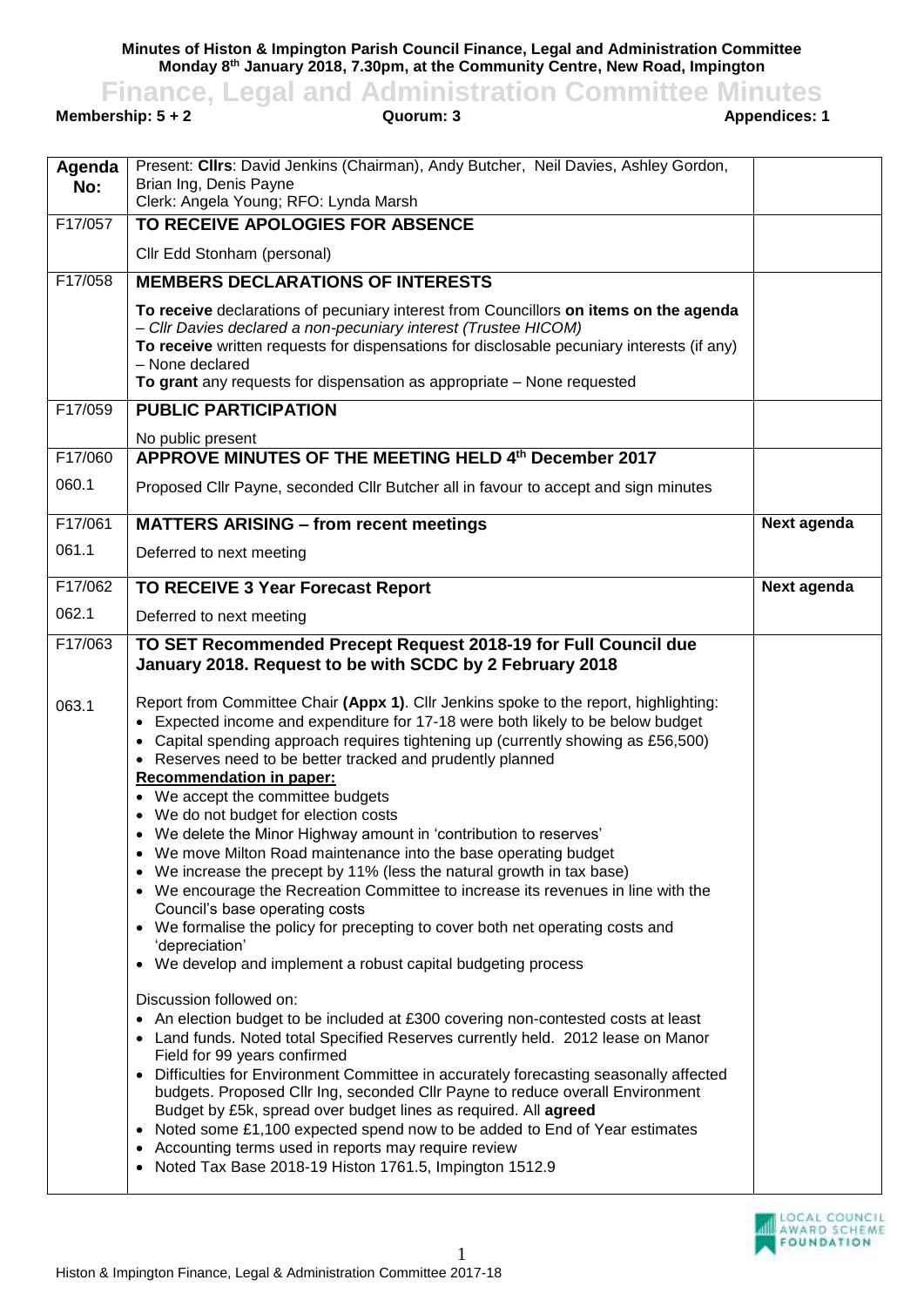**Minutes of Histon & Impington Parish Council Finance, Legal and Administration Committee Monday 8th January 2018, 7.30pm, at the Community Centre, New Road, Impington**

# Finance, Legal and Administration Committee Minutes

**Membership: 5 + 2** **Quorum: 3** **Appendices: 1**

| Agenda No: | Present: **Cllrs**: David Jenkins (Chairman), Andy Butcher, Neil Davies, Ashley Gordon, Brian Ing, Denis Payne<br>Clerk: Angela Young; RFO: Lynda Marsh | |
|---|---|---|
| F17/057 | **TO RECEIVE APOLOGIES FOR ABSENCE** | |
| | Cllr Edd Stonham (personal) | |
| F17/058 | **MEMBERS DECLARATIONS OF INTERESTS** | |
| | **To receive** declarations of pecuniary interest from Councillors **on items on the agenda** – *Cllr Davies declared a non-pecuniary interest (Trustee HICOM)*<br>**To receive** written requests for dispensations for disclosable pecuniary interests (if any) – None declared<br>**To grant** any requests for dispensation as appropriate – None requested | |
| F17/059 | **PUBLIC PARTICIPATION** | |
| | No public present | |
| F17/060 | **APPROVE MINUTES OF THE MEETING HELD 4th December 2017** | |
| 060.1 | Proposed Cllr Payne, seconded Cllr Butcher all in favour to accept and sign minutes | |
| F17/061 | **MATTERS ARISING – from recent meetings** | **Next agenda** |
| 061.1 | Deferred to next meeting | |
| F17/062 | **TO RECEIVE 3 Year Forecast Report** | **Next agenda** |
| 062.1 | Deferred to next meeting | |
| F17/063 | **TO SET Recommended Precept Request 2018-19 for Full Council due January 2018. Request to be with SCDC by 2 February 2018** | |
| 063.1 | Report from Committee Chair **(Appx 1)**. Cllr Jenkins spoke to the report, highlighting:<br>• Expected income and expenditure for 17-18 were both likely to be below budget<br>• Capital spending approach requires tightening up (currently showing as £56,500)<br>• Reserves need to be better tracked and prudently planned<br>**Recommendation in paper:**<br>• We accept the committee budgets<br>• We do not budget for election costs<br>• We delete the Minor Highway amount in 'contribution to reserves'<br>• We move Milton Road maintenance into the base operating budget<br>• We increase the precept by 11% (less the natural growth in tax base)<br>• We encourage the Recreation Committee to increase its revenues in line with the Council's base operating costs<br>• We formalise the policy for precepting to cover both net operating costs and 'depreciation'<br>• We develop and implement a robust capital budgeting process<br><br>Discussion followed on:<br>• An election budget to be included at £300 covering non-contested costs at least<br>• Land funds. Noted total Specified Reserves currently held. 2012 lease on Manor Field for 99 years confirmed<br>• Difficulties for Environment Committee in accurately forecasting seasonally affected budgets. Proposed Cllr Ing, seconded Cllr Payne to reduce overall Environment Budget by £5k, spread over budget lines as required. All **agreed**<br>• Noted some £1,100 expected spend now to be added to End of Year estimates<br>• Accounting terms used in reports may require review<br>• Noted Tax Base 2018-19 Histon 1761.5, Impington 1512.9 | |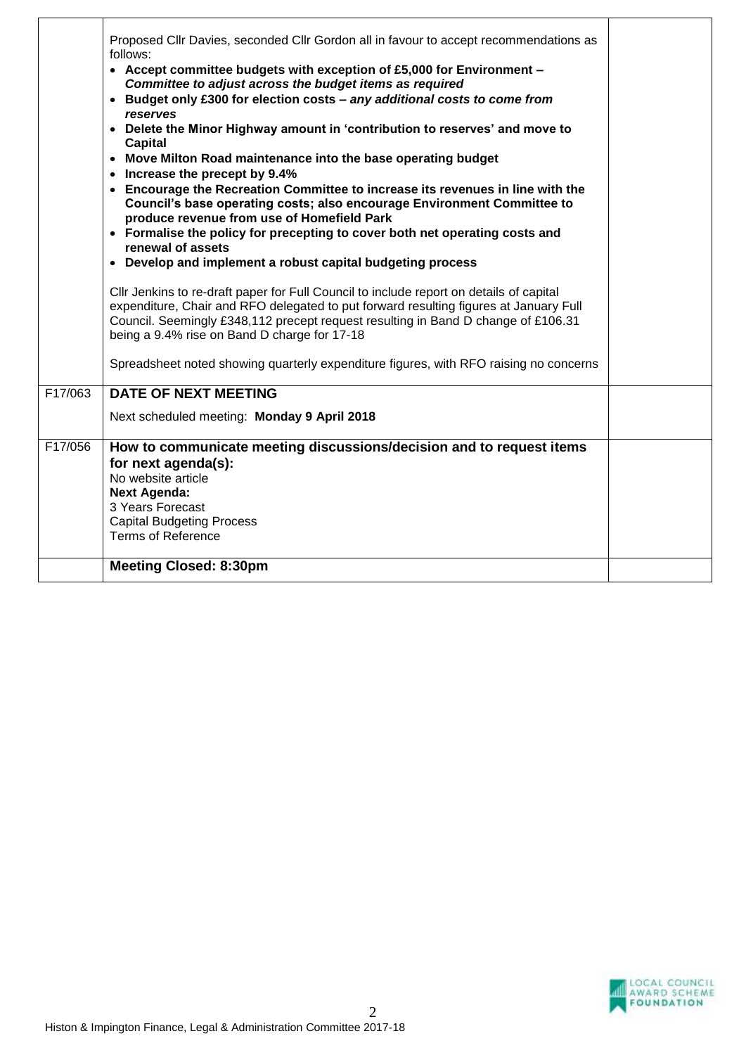| | | |
|---|---|---|
| | Proposed Cllr Davies, seconded Cllr Gordon all in favour to accept recommendations as follows:<br>• **Accept committee budgets with exception of £5,000 for Environment – *Committee to adjust across the budget items as required***<br>• **Budget only £300 for election costs – *any additional costs to come from reserves***<br>• **Delete the Minor Highway amount in 'contribution to reserves' and move to Capital**<br>• **Move Milton Road maintenance into the base operating budget**<br>• **Increase the precept by 9.4%**<br>• **Encourage the Recreation Committee to increase its revenues in line with the Council's base operating costs; also encourage Environment Committee to produce revenue from use of Homefield Park**<br>• **Formalise the policy for precepting to cover both net operating costs and renewal of assets**<br>• **Develop and implement a robust capital budgeting process**<br><br>Cllr Jenkins to re-draft paper for Full Council to include report on details of capital expenditure, Chair and RFO delegated to put forward resulting figures at January Full Council. Seemingly £348,112 precept request resulting in Band D change of £106.31 being a 9.4% rise on Band D charge for 17-18<br><br>Spreadsheet noted showing quarterly expenditure figures, with RFO raising no concerns | |
| F17/063 | **DATE OF NEXT MEETING**<br><br>Next scheduled meeting: **Monday 9 April 2018** | |
| F17/056 | **How to communicate meeting discussions/decision and to request items for next agenda(s):**<br>No website article<br>**Next Agenda:**<br>3 Years Forecast<br>Capital Budgeting Process<br>Terms of Reference | |
| | **Meeting Closed: 8:30pm** | |